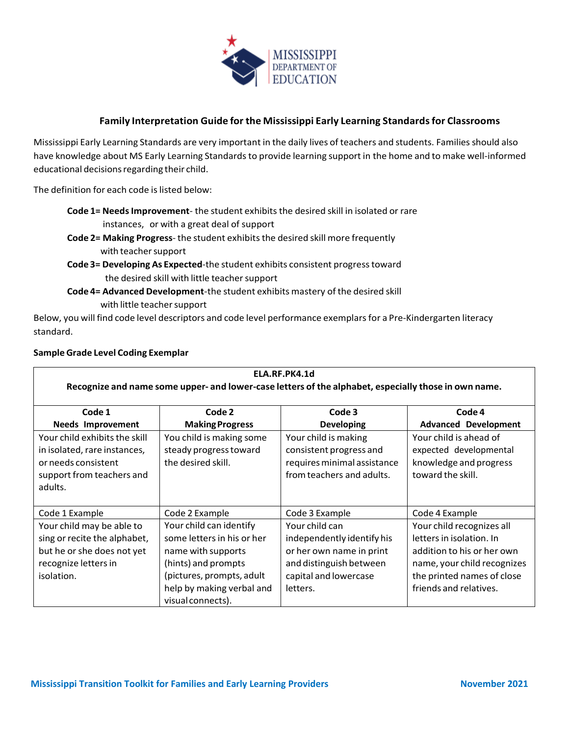## Family Interpretation Guide for the Mississippi Early Learning Standards for Classrooms

Mississippi Early Learning Standards are very important in the daily lives of teachers and students. Families should also have knowledge about MS Early Learning Standards to provide learning support in the home and to make well-informed educational decisions regarding their child.

The definition for each code is listed below:

- **Code 1= Needs Improvement**- the student exhibits the desired skill in isolated or rare instances, or with a great deal of support
- **Code 2= Making Progress**- the student exhibits the desired skill more frequently with teacher support
- **Code 3= Developing As Expected**-the student exhibits consistent progress toward the desired skill with little teacher support
- **Code 4= Advanced Development**-the student exhibits mastery of the desired skill with little teacher support

Below, you will find code level descriptors and code level performance exemplars for a Pre-Kindergarten literacy standard.

**Sample Grade Level Coding Exemplar**

| **ELA.RF.PK4.1d**<br>**Recognize and name some upper- and lower-case letters of the alphabet, especially those in own name.** | | | |
|---|---|---|---|
| **Code 1**<br>**Needs Improvement** | **Code 2**<br>**Making Progress** | **Code 3**<br>**Developing** | **Code 4**<br>**Advanced Development** |
| Your child exhibits the skill in isolated, rare instances, or needs consistent support from teachers and adults. | You child is making some steady progress toward the desired skill. | Your child is making consistent progress and requires minimal assistance from teachers and adults. | Your child is ahead of expected developmental knowledge and progress toward the skill. |
| Code 1 Example | Code 2 Example | Code 3 Example | Code 4 Example |
| Your child may be able to sing or recite the alphabet, but he or she does not yet recognize letters in isolation. | Your child can identify some letters in his or her name with supports (hints) and prompts (pictures, prompts, adult help by making verbal and visual connects). | Your child can independently identify his or her own name in print and distinguish between capital and lowercase letters. | Your child recognizes all letters in isolation. In addition to his or her own name, your child recognizes the printed names of close friends and relatives. |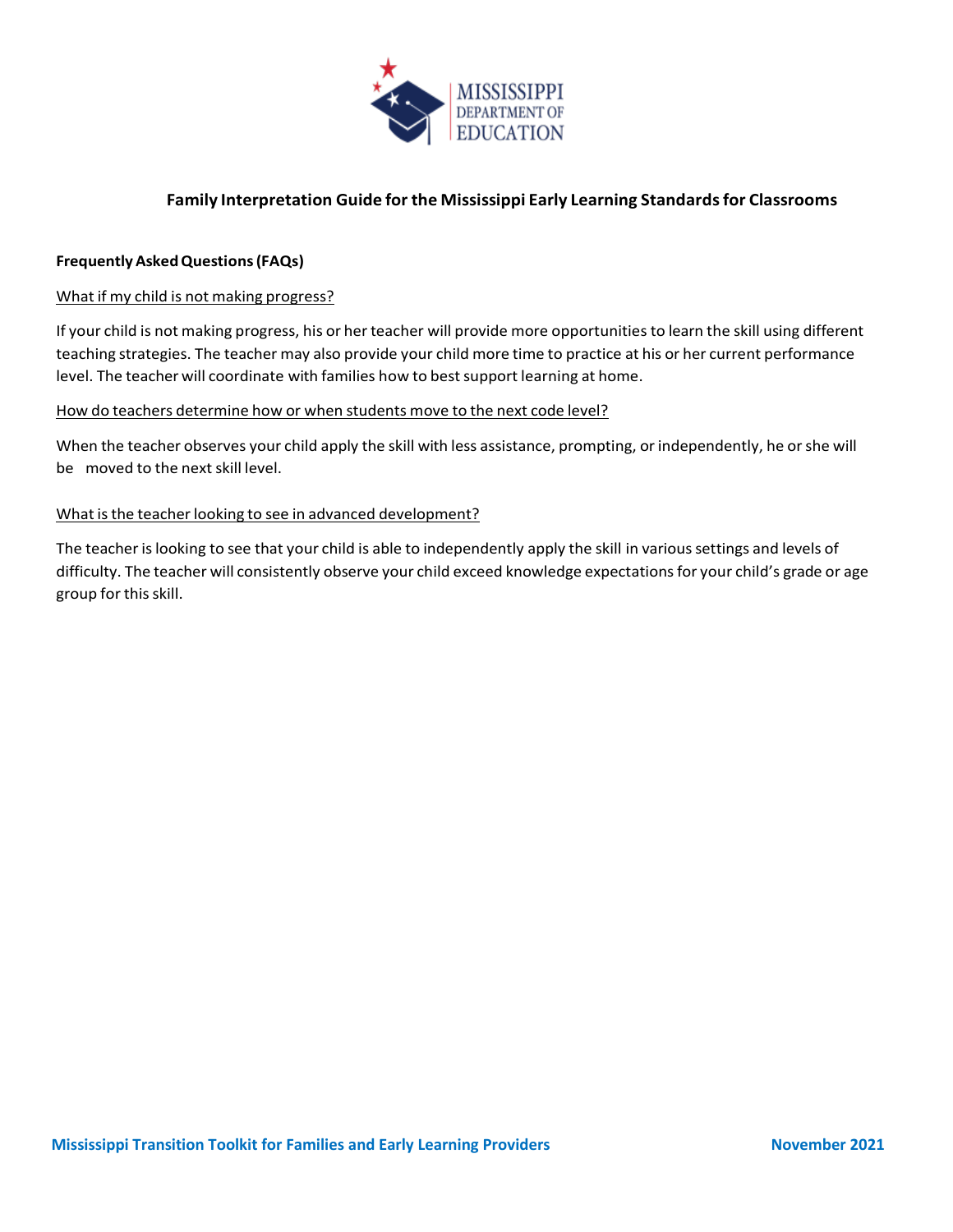# Family Interpretation Guide for the Mississippi Early Learning Standards for Classrooms

**Frequently Asked Questions (FAQs)**

What if my child is not making progress?

If your child is not making progress, his or her teacher will provide more opportunities to learn the skill using different teaching strategies. The teacher may also provide your child more time to practice at his or her current performance level. The teacher will coordinate with families how to best support learning at home.

How do teachers determine how or when students move to the next code level?

When the teacher observes your child apply the skill with less assistance, prompting, or independently, he or she will be moved to the next skill level.

What is the teacher looking to see in advanced development?

The teacher is looking to see that your child is able to independently apply the skill in various settings and levels of difficulty. The teacher will consistently observe your child exceed knowledge expectations for your child's grade or age group for this skill.